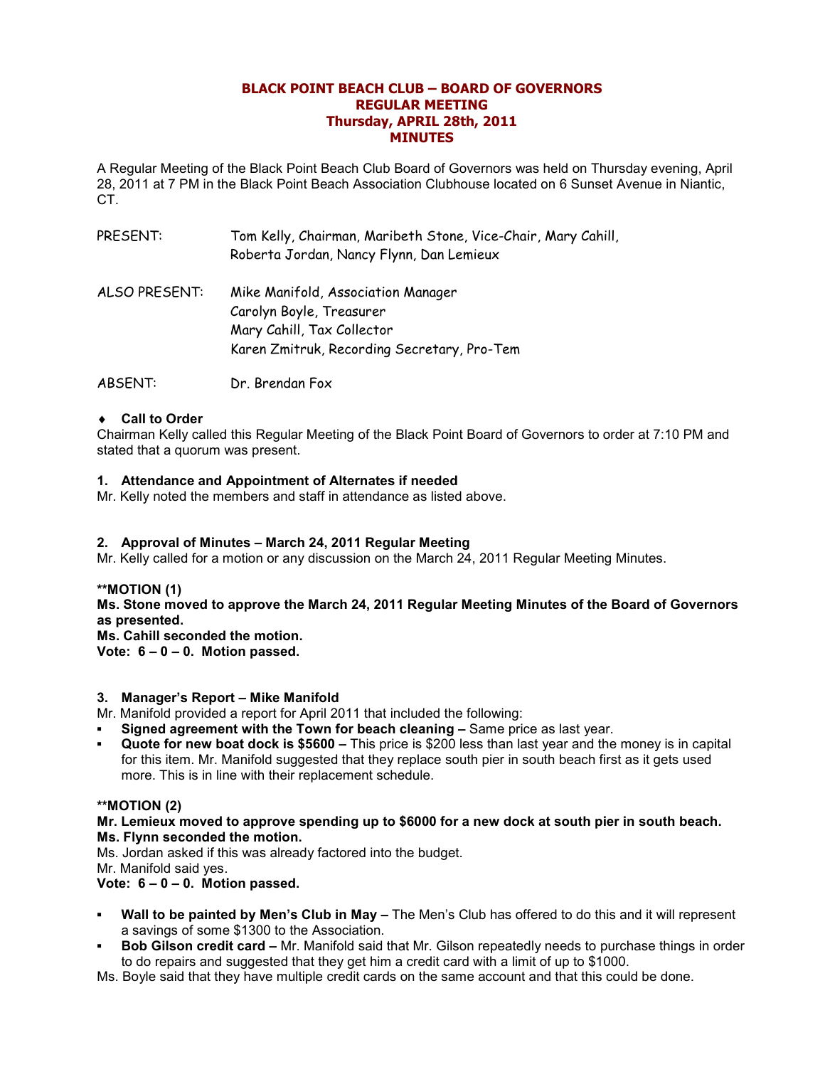# BLACK POINT BEACH CLUB – BOARD OF GOVERNORS
## REGULAR MEETING
## Thursday, APRIL 28th, 2011
## MINUTES

A Regular Meeting of the Black Point Beach Club Board of Governors was held on Thursday evening, April 28, 2011 at 7 PM in the Black Point Beach Association Clubhouse located on 6 Sunset Avenue in Niantic, CT.

PRESENT: Tom Kelly, Chairman, Maribeth Stone, Vice-Chair, Mary Cahill, Roberta Jordan, Nancy Flynn, Dan Lemieux

ALSO PRESENT: Mike Manifold, Association Manager
Carolyn Boyle, Treasurer
Mary Cahill, Tax Collector
Karen Zmitruk, Recording Secretary, Pro-Tem

ABSENT: Dr. Brendan Fox

- **Call to Order**

Chairman Kelly called this Regular Meeting of the Black Point Board of Governors to order at 7:10 PM and stated that a quorum was present.

**1. Attendance and Appointment of Alternates if needed**

Mr. Kelly noted the members and staff in attendance as listed above.

**2. Approval of Minutes – March 24, 2011 Regular Meeting**

Mr. Kelly called for a motion or any discussion on the March 24, 2011 Regular Meeting Minutes.

**\*\*MOTION (1)**
**Ms. Stone moved to approve the March 24, 2011 Regular Meeting Minutes of the Board of Governors as presented.**
**Ms. Cahill seconded the motion.**
**Vote: 6 – 0 – 0. Motion passed.**

**3. Manager's Report – Mike Manifold**

Mr. Manifold provided a report for April 2011 that included the following:

- **Signed agreement with the Town for beach cleaning –** Same price as last year.
- **Quote for new boat dock is $5600 –** This price is $200 less than last year and the money is in capital for this item. Mr. Manifold suggested that they replace south pier in south beach first as it gets used more. This is in line with their replacement schedule.

**\*\*MOTION (2)**
**Mr. Lemieux moved to approve spending up to $6000 for a new dock at south pier in south beach.**
**Ms. Flynn seconded the motion.**
Ms. Jordan asked if this was already factored into the budget.
Mr. Manifold said yes.
**Vote: 6 – 0 – 0. Motion passed.**

- **Wall to be painted by Men's Club in May –** The Men's Club has offered to do this and it will represent a savings of some $1300 to the Association.
- **Bob Gilson credit card –** Mr. Manifold said that Mr. Gilson repeatedly needs to purchase things in order to do repairs and suggested that they get him a credit card with a limit of up to $1000.

Ms. Boyle said that they have multiple credit cards on the same account and that this could be done.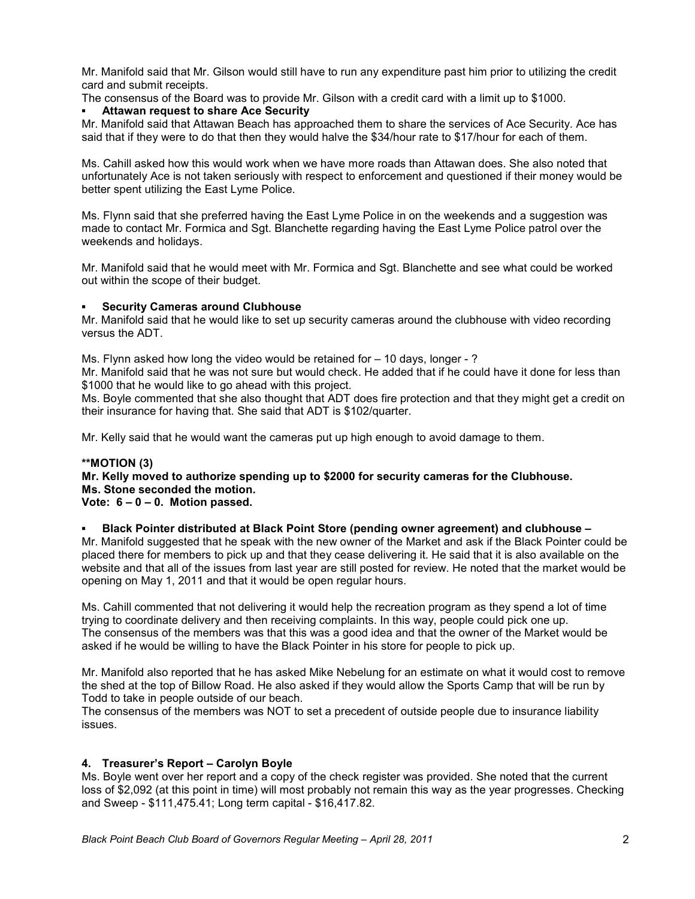Mr. Manifold said that Mr. Gilson would still have to run any expenditure past him prior to utilizing the credit card and submit receipts.
The consensus of the Board was to provide Mr. Gilson with a credit card with a limit up to $1000.

- **Attawan request to share Ace Security**

Mr. Manifold said that Attawan Beach has approached them to share the services of Ace Security. Ace has said that if they were to do that then they would halve the $34/hour rate to $17/hour for each of them.

Ms. Cahill asked how this would work when we have more roads than Attawan does. She also noted that unfortunately Ace is not taken seriously with respect to enforcement and questioned if their money would be better spent utilizing the East Lyme Police.

Ms. Flynn said that she preferred having the East Lyme Police in on the weekends and a suggestion was made to contact Mr. Formica and Sgt. Blanchette regarding having the East Lyme Police patrol over the weekends and holidays.

Mr. Manifold said that he would meet with Mr. Formica and Sgt. Blanchette and see what could be worked out within the scope of their budget.

- **Security Cameras around Clubhouse**

Mr. Manifold said that he would like to set up security cameras around the clubhouse with video recording versus the ADT.

Ms. Flynn asked how long the video would be retained for – 10 days, longer - ?
Mr. Manifold said that he was not sure but would check. He added that if he could have it done for less than $1000 that he would like to go ahead with this project.
Ms. Boyle commented that she also thought that ADT does fire protection and that they might get a credit on their insurance for having that. She said that ADT is $102/quarter.

Mr. Kelly said that he would want the cameras put up high enough to avoid damage to them.

**MOTION (3)
Mr. Kelly moved to authorize spending up to $2000 for security cameras for the Clubhouse.
Ms. Stone seconded the motion.
Vote: 6 – 0 – 0. Motion passed.**

- **Black Pointer distributed at Black Point Store (pending owner agreement) and clubhouse –**

Mr. Manifold suggested that he speak with the new owner of the Market and ask if the Black Pointer could be placed there for members to pick up and that they cease delivering it. He said that it is also available on the website and that all of the issues from last year are still posted for review. He noted that the market would be opening on May 1, 2011 and that it would be open regular hours.

Ms. Cahill commented that not delivering it would help the recreation program as they spend a lot of time trying to coordinate delivery and then receiving complaints. In this way, people could pick one up.
The consensus of the members was that this was a good idea and that the owner of the Market would be asked if he would be willing to have the Black Pointer in his store for people to pick up.

Mr. Manifold also reported that he has asked Mike Nebelung for an estimate on what it would cost to remove the shed at the top of Billow Road. He also asked if they would allow the Sports Camp that will be run by Todd to take in people outside of our beach.
The consensus of the members was NOT to set a precedent of outside people due to insurance liability issues.

## 4. Treasurer's Report – Carolyn Boyle

Ms. Boyle went over her report and a copy of the check register was provided. She noted that the current loss of $2,092 (at this point in time) will most probably not remain this way as the year progresses. Checking and Sweep - $111,475.41; Long term capital - $16,417.82.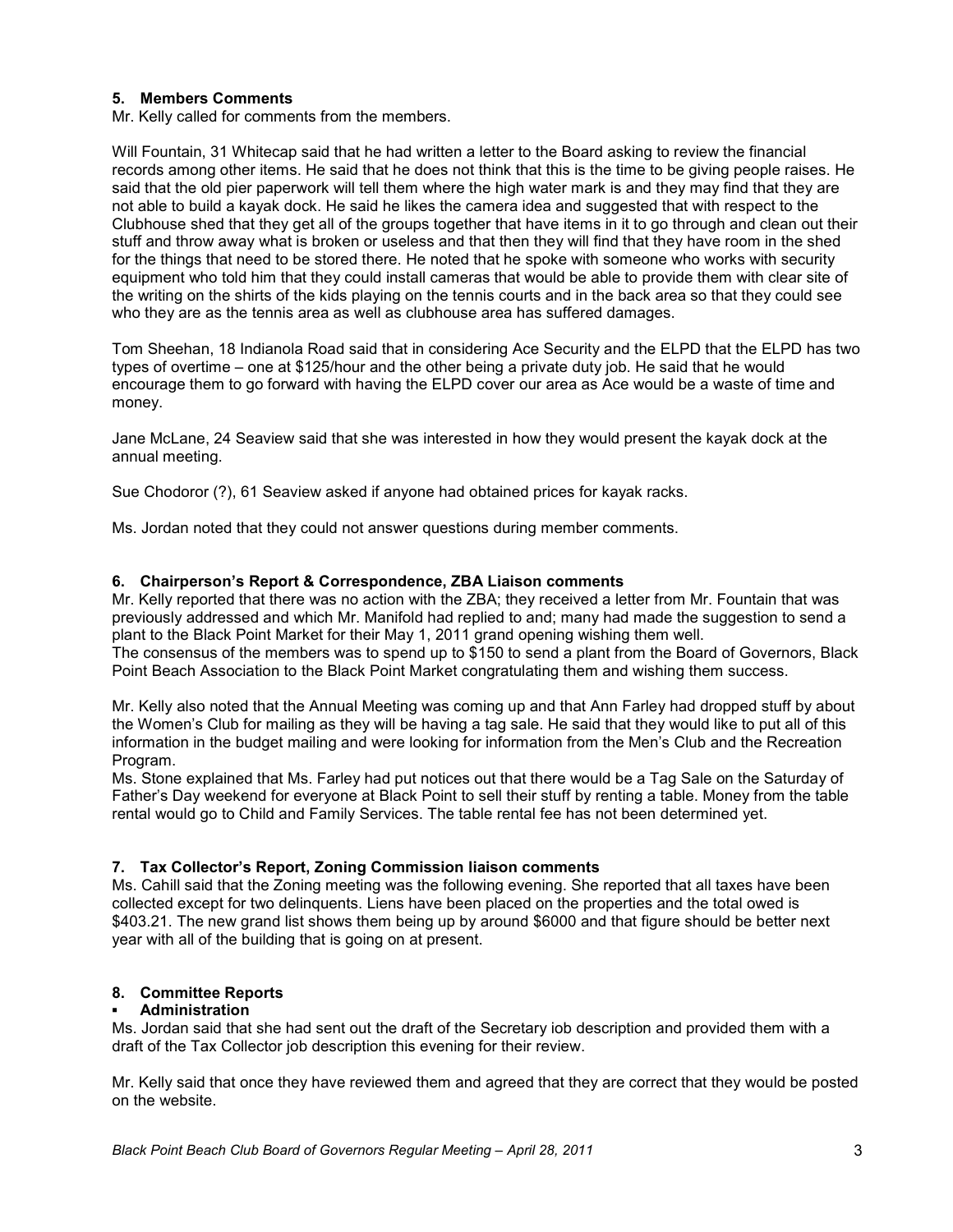## 5. Members Comments

Mr. Kelly called for comments from the members.

Will Fountain, 31 Whitecap said that he had written a letter to the Board asking to review the financial records among other items. He said that he does not think that this is the time to be giving people raises. He said that the old pier paperwork will tell them where the high water mark is and they may find that they are not able to build a kayak dock. He said he likes the camera idea and suggested that with respect to the Clubhouse shed that they get all of the groups together that have items in it to go through and clean out their stuff and throw away what is broken or useless and that then they will find that they have room in the shed for the things that need to be stored there. He noted that he spoke with someone who works with security equipment who told him that they could install cameras that would be able to provide them with clear site of the writing on the shirts of the kids playing on the tennis courts and in the back area so that they could see who they are as the tennis area as well as clubhouse area has suffered damages.

Tom Sheehan, 18 Indianola Road said that in considering Ace Security and the ELPD that the ELPD has two types of overtime – one at $125/hour and the other being a private duty job. He said that he would encourage them to go forward with having the ELPD cover our area as Ace would be a waste of time and money.

Jane McLane, 24 Seaview said that she was interested in how they would present the kayak dock at the annual meeting.

Sue Chodoror (?), 61 Seaview asked if anyone had obtained prices for kayak racks.

Ms. Jordan noted that they could not answer questions during member comments.

## 6. Chairperson's Report & Correspondence, ZBA Liaison comments

Mr. Kelly reported that there was no action with the ZBA; they received a letter from Mr. Fountain that was previously addressed and which Mr. Manifold had replied to and; many had made the suggestion to send a plant to the Black Point Market for their May 1, 2011 grand opening wishing them well.
The consensus of the members was to spend up to $150 to send a plant from the Board of Governors, Black Point Beach Association to the Black Point Market congratulating them and wishing them success.

Mr. Kelly also noted that the Annual Meeting was coming up and that Ann Farley had dropped stuff by about the Women's Club for mailing as they will be having a tag sale. He said that they would like to put all of this information in the budget mailing and were looking for information from the Men's Club and the Recreation Program.
Ms. Stone explained that Ms. Farley had put notices out that there would be a Tag Sale on the Saturday of Father's Day weekend for everyone at Black Point to sell their stuff by renting a table. Money from the table rental would go to Child and Family Services. The table rental fee has not been determined yet.

## 7. Tax Collector's Report, Zoning Commission liaison comments

Ms. Cahill said that the Zoning meeting was the following evening. She reported that all taxes have been collected except for two delinquents. Liens have been placed on the properties and the total owed is $403.21. The new grand list shows them being up by around $6000 and that figure should be better next year with all of the building that is going on at present.

## 8. Committee Reports

- **Administration**

Ms. Jordan said that she had sent out the draft of the Secretary iob description and provided them with a draft of the Tax Collector job description this evening for their review.

Mr. Kelly said that once they have reviewed them and agreed that they are correct that they would be posted on the website.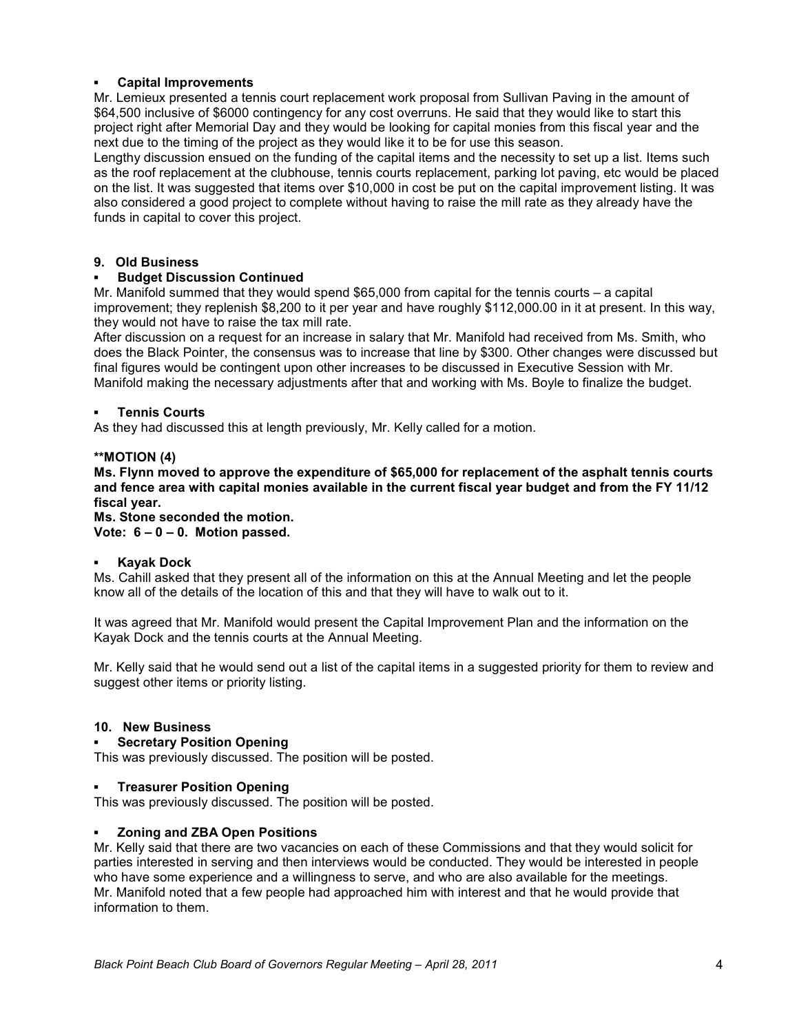- **Capital Improvements**

Mr. Lemieux presented a tennis court replacement work proposal from Sullivan Paving in the amount of $64,500 inclusive of $6000 contingency for any cost overruns. He said that they would like to start this project right after Memorial Day and they would be looking for capital monies from this fiscal year and the next due to the timing of the project as they would like it to be for use this season.

Lengthy discussion ensued on the funding of the capital items and the necessity to set up a list. Items such as the roof replacement at the clubhouse, tennis courts replacement, parking lot paving, etc would be placed on the list. It was suggested that items over $10,000 in cost be put on the capital improvement listing. It was also considered a good project to complete without having to raise the mill rate as they already have the funds in capital to cover this project.

## 9. Old Business

- **Budget Discussion Continued**

Mr. Manifold summed that they would spend $65,000 from capital for the tennis courts – a capital improvement; they replenish $8,200 to it per year and have roughly $112,000.00 in it at present. In this way, they would not have to raise the tax mill rate.

After discussion on a request for an increase in salary that Mr. Manifold had received from Ms. Smith, who does the Black Pointer, the consensus was to increase that line by $300. Other changes were discussed but final figures would be contingent upon other increases to be discussed in Executive Session with Mr. Manifold making the necessary adjustments after that and working with Ms. Boyle to finalize the budget.

- **Tennis Courts**

As they had discussed this at length previously, Mr. Kelly called for a motion.

**\*\*MOTION (4)**

**Ms. Flynn moved to approve the expenditure of $65,000 for replacement of the asphalt tennis courts and fence area with capital monies available in the current fiscal year budget and from the FY 11/12 fiscal year.**

**Ms. Stone seconded the motion.**

**Vote: 6 – 0 – 0. Motion passed.**

- **Kayak Dock**

Ms. Cahill asked that they present all of the information on this at the Annual Meeting and let the people know all of the details of the location of this and that they will have to walk out to it.

It was agreed that Mr. Manifold would present the Capital Improvement Plan and the information on the Kayak Dock and the tennis courts at the Annual Meeting.

Mr. Kelly said that he would send out a list of the capital items in a suggested priority for them to review and suggest other items or priority listing.

## 10. New Business

- **Secretary Position Opening**

This was previously discussed. The position will be posted.

- **Treasurer Position Opening**

This was previously discussed. The position will be posted.

- **Zoning and ZBA Open Positions**

Mr. Kelly said that there are two vacancies on each of these Commissions and that they would solicit for parties interested in serving and then interviews would be conducted. They would be interested in people who have some experience and a willingness to serve, and who are also available for the meetings. Mr. Manifold noted that a few people had approached him with interest and that he would provide that information to them.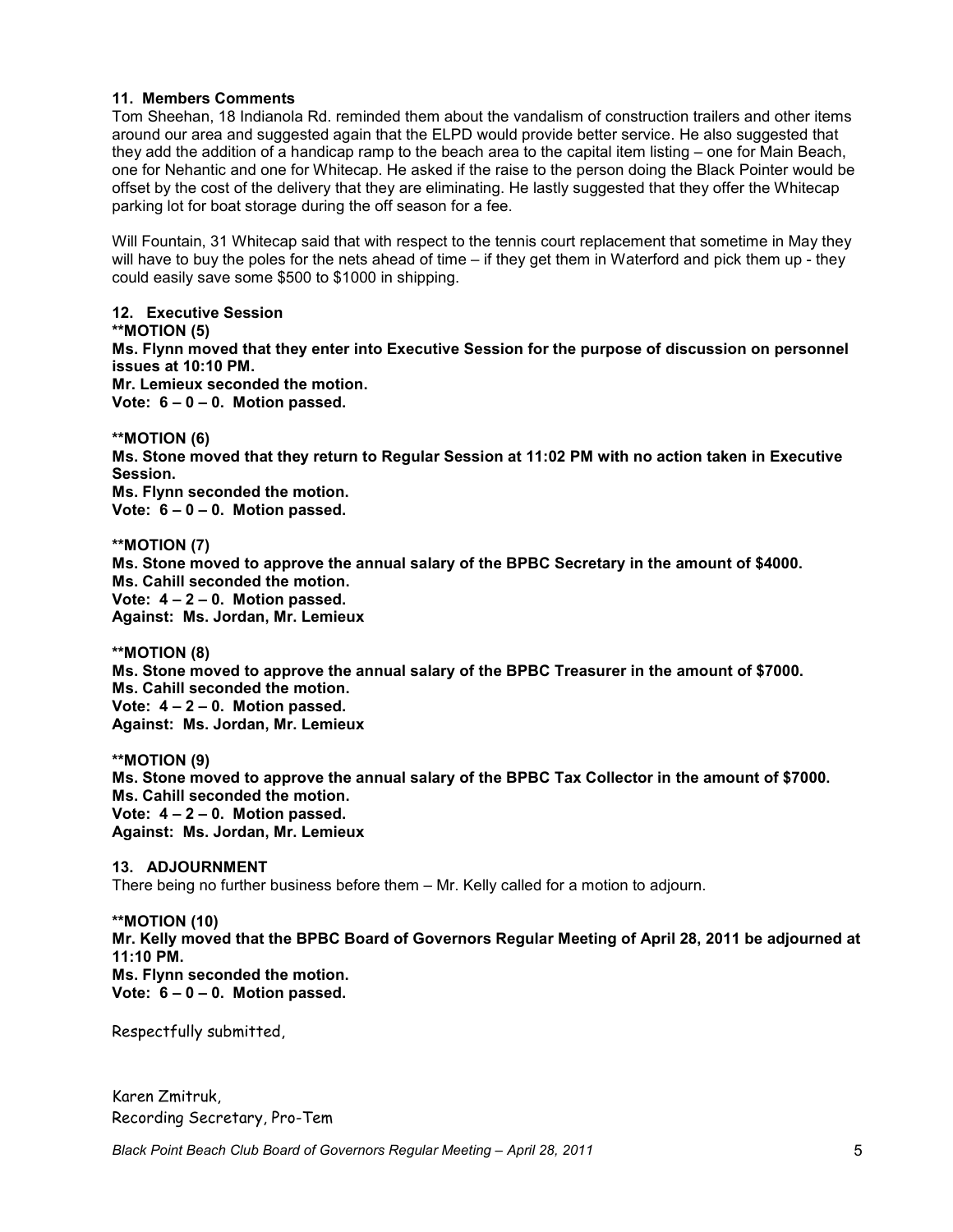### 11. Members Comments

Tom Sheehan, 18 Indianola Rd. reminded them about the vandalism of construction trailers and other items around our area and suggested again that the ELPD would provide better service. He also suggested that they add the addition of a handicap ramp to the beach area to the capital item listing – one for Main Beach, one for Nehantic and one for Whitecap. He asked if the raise to the person doing the Black Pointer would be offset by the cost of the delivery that they are eliminating. He lastly suggested that they offer the Whitecap parking lot for boat storage during the off season for a fee.

Will Fountain, 31 Whitecap said that with respect to the tennis court replacement that sometime in May they will have to buy the poles for the nets ahead of time – if they get them in Waterford and pick them up - they could easily save some $500 to $1000 in shipping.

### 12. Executive Session

**\*\*MOTION (5)**
**Ms. Flynn moved that they enter into Executive Session for the purpose of discussion on personnel issues at 10:10 PM.**
**Mr. Lemieux seconded the motion.**
**Vote: 6 – 0 – 0. Motion passed.**

**\*\*MOTION (6)**
**Ms. Stone moved that they return to Regular Session at 11:02 PM with no action taken in Executive Session.**
**Ms. Flynn seconded the motion.**
**Vote: 6 – 0 – 0. Motion passed.**

**\*\*MOTION (7)**
**Ms. Stone moved to approve the annual salary of the BPBC Secretary in the amount of $4000.**
**Ms. Cahill seconded the motion.**
**Vote: 4 – 2 – 0. Motion passed.**
**Against: Ms. Jordan, Mr. Lemieux**

**\*\*MOTION (8)**
**Ms. Stone moved to approve the annual salary of the BPBC Treasurer in the amount of $7000.**
**Ms. Cahill seconded the motion.**
**Vote: 4 – 2 – 0. Motion passed.**
**Against: Ms. Jordan, Mr. Lemieux**

**\*\*MOTION (9)**
**Ms. Stone moved to approve the annual salary of the BPBC Tax Collector in the amount of $7000.**
**Ms. Cahill seconded the motion.**
**Vote: 4 – 2 – 0. Motion passed.**
**Against: Ms. Jordan, Mr. Lemieux**

### 13. ADJOURNMENT

There being no further business before them – Mr. Kelly called for a motion to adjourn.

**\*\*MOTION (10)**
**Mr. Kelly moved that the BPBC Board of Governors Regular Meeting of April 28, 2011 be adjourned at 11:10 PM.**
**Ms. Flynn seconded the motion.**
**Vote: 6 – 0 – 0. Motion passed.**

Respectfully submitted,

Karen Zmitruk,
Recording Secretary, Pro-Tem